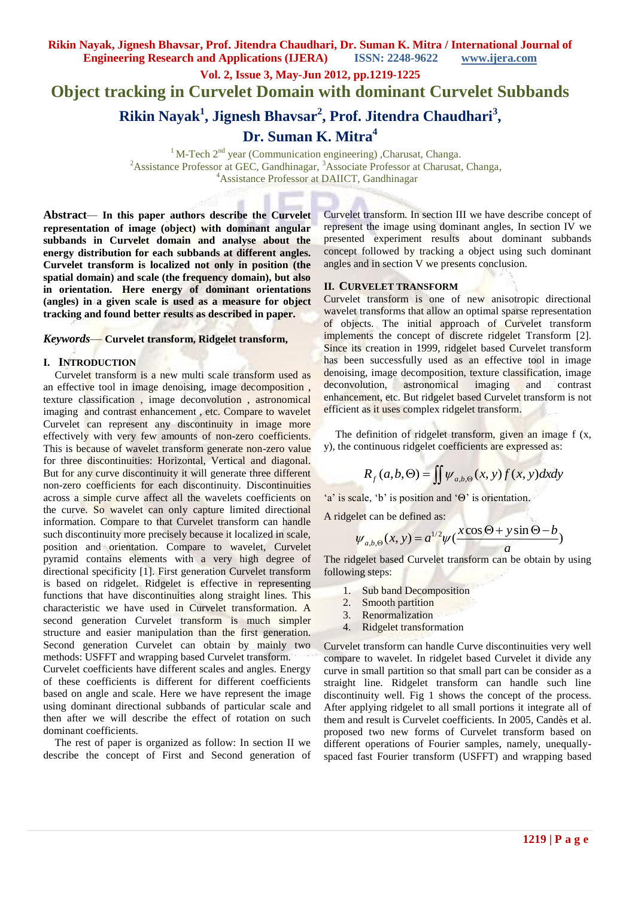# Object tracking in Curvelet Domain with dominant Curvelet Subbands

## Rikin Nayak[1], Jignesh Bhavsar[2], Prof. Jitendra Chaudhari[3], Dr. Suman K. Mitra[4]

[1] M-Tech 2nd year (Communication engineering) ,Charusat, Changa.
[2]Assistance Professor at GEC, Gandhinagar, [3]Associate Professor at Charusat, Changa,
[4]Assistance Professor at DAIICT, Gandhinagar

**Abstract**— **In this paper authors describe the Curvelet representation of image (object) with dominant angular subbands in Curvelet domain and analyse about the energy distribution for each subbands at different angles. Curvelet transform is localized not only in position (the spatial domain) and scale (the frequency domain), but also in orientation. Here energy of dominant orientations (angles) in a given scale is used as a measure for object tracking and found better results as described in paper.**

*Keywords*— **Curvelet transform, Ridgelet transform,**

## I. Introduction

Curvelet transform is a new multi scale transform used as an effective tool in image denoising, image decomposition , texture classification , image deconvolution , astronomical imaging and contrast enhancement , etc. Compare to wavelet Curvelet can represent any discontinuity in image more effectively with very few amounts of non-zero coefficients. This is because of wavelet transform generate non-zero value for three discontinuities: Horizontal, Vertical and diagonal. But for any curve discontinuity it will generate three different non-zero coefficients for each discontinuity. Discontinuities across a simple curve affect all the wavelets coefficients on the curve. So wavelet can only capture limited directional information. Compare to that Curvelet transform can handle such discontinuity more precisely because it localized in scale, position and orientation. Compare to wavelet, Curvelet pyramid contains elements with a very high degree of directional specificity [1]. First generation Curvelet transform is based on ridgelet. Ridgelet is effective in representing functions that have discontinuities along straight lines. This characteristic we have used in Curvelet transformation. A second generation Curvelet transform is much simpler structure and easier manipulation than the first generation. Second generation Curvelet can obtain by mainly two methods: USFFT and wrapping based Curvelet transform.
Curvelet coefficients have different scales and angles. Energy of these coefficients is different for different coefficients based on angle and scale. Here we have represent the image using dominant directional subbands of particular scale and then after we will describe the effect of rotation on such dominant coefficients.

The rest of paper is organized as follow: In section II we describe the concept of First and Second generation of Curvelet transform. In section III we have describe concept of represent the image using dominant angles, In section IV we presented experiment results about dominant subbands concept followed by tracking a object using such dominant angles and in section V we presents conclusion.

## II. Curvelet Transform

Curvelet transform is one of new anisotropic directional wavelet transforms that allow an optimal sparse representation of objects. The initial approach of Curvelet transform implements the concept of discrete ridgelet Transform [2]. Since its creation in 1999, ridgelet based Curvelet transform has been successfully used as an effective tool in image denoising, image decomposition, texture classification, image deconvolution, astronomical imaging and contrast enhancement, etc. But ridgelet based Curvelet transform is not efficient as it uses complex ridgelet transform.

The definition of ridgelet transform, given an image f (x, y), the continuous ridgelet coefficients are expressed as:

$$R_f(a,b,\Theta) = \iint \psi_{a,b,\Theta}(x,y) f(x,y)dxdy$$

'a' is scale, 'b' is position and 'Θ' is orientation.

A ridgelet can be defined as:

$$\psi_{a,b,\Theta}(x,y) = a^{1/2}\psi\left(\frac{x\cos\Theta + y\sin\Theta - b}{a}\right)$$

The ridgelet based Curvelet transform can be obtain by using following steps:

1. Sub band Decomposition
2. Smooth partition
3. Renormalization
4. Ridgelet transformation

Curvelet transform can handle Curve discontinuities very well compare to wavelet. In ridgelet based Curvelet it divide any curve in small partition so that small part can be consider as a straight line. Ridgelet transform can handle such line discontinuity well. Fig 1 shows the concept of the process. After applying ridgelet to all small portions it integrate all of them and result is Curvelet coefficients. In 2005, Candès et al. proposed two new forms of Curvelet transform based on different operations of Fourier samples, namely, unequally-spaced fast Fourier transform (USFFT) and wrapping based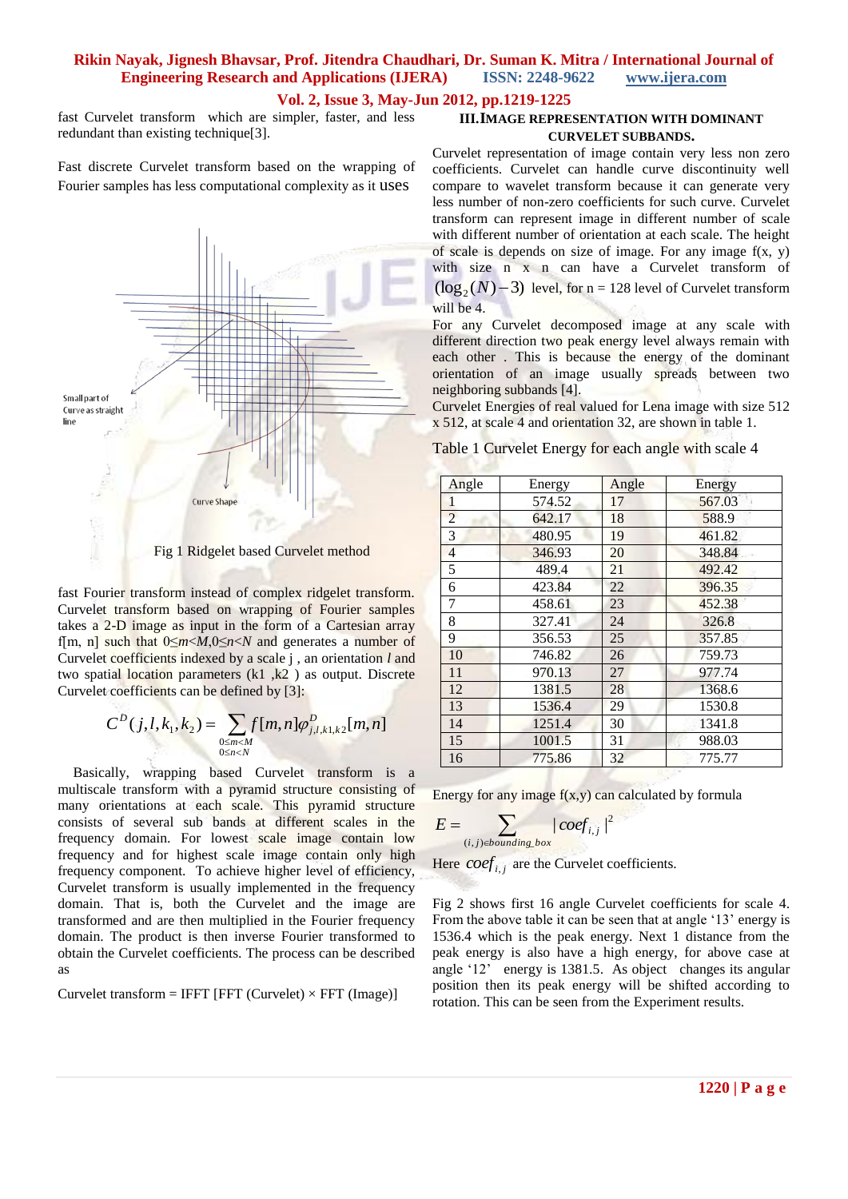fast Curvelet transform which are simpler, faster, and less redundant than existing technique[3].

Fast discrete Curvelet transform based on the wrapping of Fourier samples has less computational complexity as it uses

Small part of Curve as straight line

Curve Shape

Fig 1 Ridgelet based Curvelet method

fast Fourier transform instead of complex ridgelet transform. Curvelet transform based on wrapping of Fourier samples takes a 2-D image as input in the form of a Cartesian array f[m, n] such that $0 \le m < M, 0 \le n < N$ and generates a number of Curvelet coefficients indexed by a scale j , an orientation $l$ and two spatial location parameters (k1 ,k2 ) as output. Discrete Curvelet coefficients can be defined by [3]:

$$C^D(j,l,k_1,k_2) = \sum_{\substack{0 \le m < M \\ 0 \le n < N}} f[m,n] \varphi^D_{j,l,k1,k2}[m,n]$$

Basically, wrapping based Curvelet transform is a multiscale transform with a pyramid structure consisting of many orientations at each scale. This pyramid structure consists of several sub bands at different scales in the frequency domain. For lowest scale image contain low frequency and for highest scale image contain only high frequency component. To achieve higher level of efficiency, Curvelet transform is usually implemented in the frequency domain. That is, both the Curvelet and the image are transformed and are then multiplied in the Fourier frequency domain. The product is then inverse Fourier transformed to obtain the Curvelet coefficients. The process can be described as

Curvelet transform = IFFT [FFT (Curvelet) × FFT (Image)]

## III. IMAGE REPRESENTATION WITH DOMINANT CURVELET SUBBANDS.

Curvelet representation of image contain very less non zero coefficients. Curvelet can handle curve discontinuity well compare to wavelet transform because it can generate very less number of non-zero coefficients for such curve. Curvelet transform can represent image in different number of scale with different number of orientation at each scale. The height of scale is depends on size of image. For any image f(x, y) with size n x n can have a Curvelet transform of $(\log_2(N) - 3)$ level, for n = 128 level of Curvelet transform will be 4.

For any Curvelet decomposed image at any scale with different direction two peak energy level always remain with each other . This is because the energy of the dominant orientation of an image usually spreads between two neighboring subbands [4].

Curvelet Energies of real valued for Lena image with size 512 x 512, at scale 4 and orientation 32, are shown in table 1.

Table 1 Curvelet Energy for each angle with scale 4

| Angle | Energy | Angle | Energy |
|---|---|---|---|
| 1 | 574.52 | 17 | 567.03 |
| 2 | 642.17 | 18 | 588.9 |
| 3 | 480.95 | 19 | 461.82 |
| 4 | 346.93 | 20 | 348.84 |
| 5 | 489.4 | 21 | 492.42 |
| 6 | 423.84 | 22 | 396.35 |
| 7 | 458.61 | 23 | 452.38 |
| 8 | 327.41 | 24 | 326.8 |
| 9 | 356.53 | 25 | 357.85 |
| 10 | 746.82 | 26 | 759.73 |
| 11 | 970.13 | 27 | 977.74 |
| 12 | 1381.5 | 28 | 1368.6 |
| 13 | 1536.4 | 29 | 1530.8 |
| 14 | 1251.4 | 30 | 1341.8 |
| 15 | 1001.5 | 31 | 988.03 |
| 16 | 775.86 | 32 | 775.77 |

Energy for any image f(x,y) can calculated by formula

$$E = \sum_{(i,j) \in bounding\_box} |coef_{i,j}|^2$$

Here $coef_{i,j}$ are the Curvelet coefficients.

Fig 2 shows first 16 angle Curvelet coefficients for scale 4. From the above table it can be seen that at angle '13' energy is 1536.4 which is the peak energy. Next 1 distance from the peak energy is also have a high energy, for above case at angle '12' energy is 1381.5. As object changes its angular position then its peak energy will be shifted according to rotation. This can be seen from the Experiment results.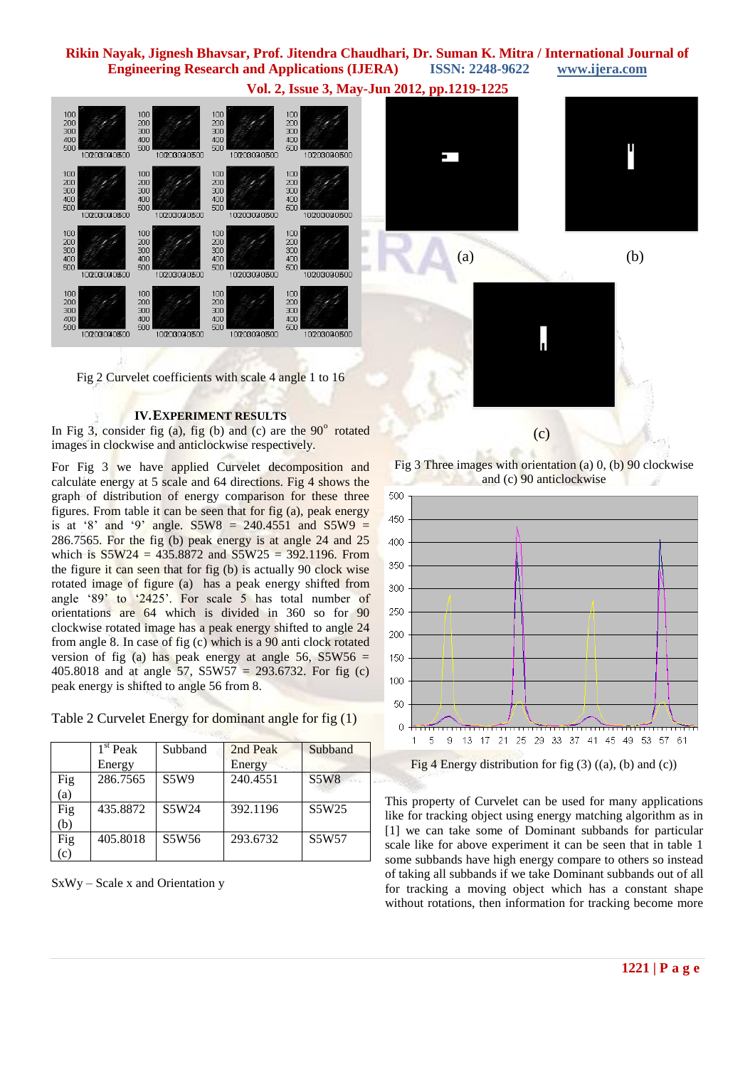Fig 2 Curvelet coefficients with scale 4 angle 1 to 16

(a) (b)

(c)

Fig 3 Three images with orientation (a) 0, (b) 90 clockwise and (c) 90 anticlockwise

Fig 4 Energy distribution for fig (3) ((a), (b) and (c))

## IV. EXPERIMENT RESULTS

In Fig 3, consider fig (a), fig (b) and (c) are the 90$^o$ rotated images in clockwise and anticlockwise respectively.

For Fig 3 we have applied Curvelet decomposition and calculate energy at 5 scale and 64 directions. Fig 4 shows the graph of distribution of energy comparison for these three figures. From table it can be seen that for fig (a), peak energy is at '8' and '9' angle. S5W8 = 240.4551 and S5W9 = 286.7565. For the fig (b) peak energy is at angle 24 and 25 which is S5W24 = 435.8872 and S5W25 = 392.1196. From the figure it can seen that for fig (b) is actually 90 clock wise rotated image of figure (a) has a peak energy shifted from angle '89' to '2425'. For scale 5 has total number of orientations are 64 which is divided in 360 so for 90 clockwise rotated image has a peak energy shifted to angle 24 from angle 8. In case of fig (c) which is a 90 anti clock rotated version of fig (a) has peak energy at angle 56, S5W56 = 405.8018 and at angle 57, S5W57 = 293.6732. For fig (c) peak energy is shifted to angle 56 from 8.

Table 2 Curvelet Energy for dominant angle for fig (1)

| | 1st Peak Energy | Subband | 2nd Peak Energy | Subband |
|---|---|---|---|---|
| Fig (a) | 286.7565 | S5W9 | 240.4551 | S5W8 |
| Fig (b) | 435.8872 | S5W24 | 392.1196 | S5W25 |
| Fig (c) | 405.8018 | S5W56 | 293.6732 | S5W57 |

SxWy – Scale x and Orientation y

This property of Curvelet can be used for many applications like for tracking object using energy matching algorithm as in [1] we can take some of Dominant subbands for particular scale like for above experiment it can be seen that in table 1 some subbands have high energy compare to others so instead of taking all subbands if we take Dominant subbands out of all for tracking a moving object which has a constant shape without rotations, then information for tracking become more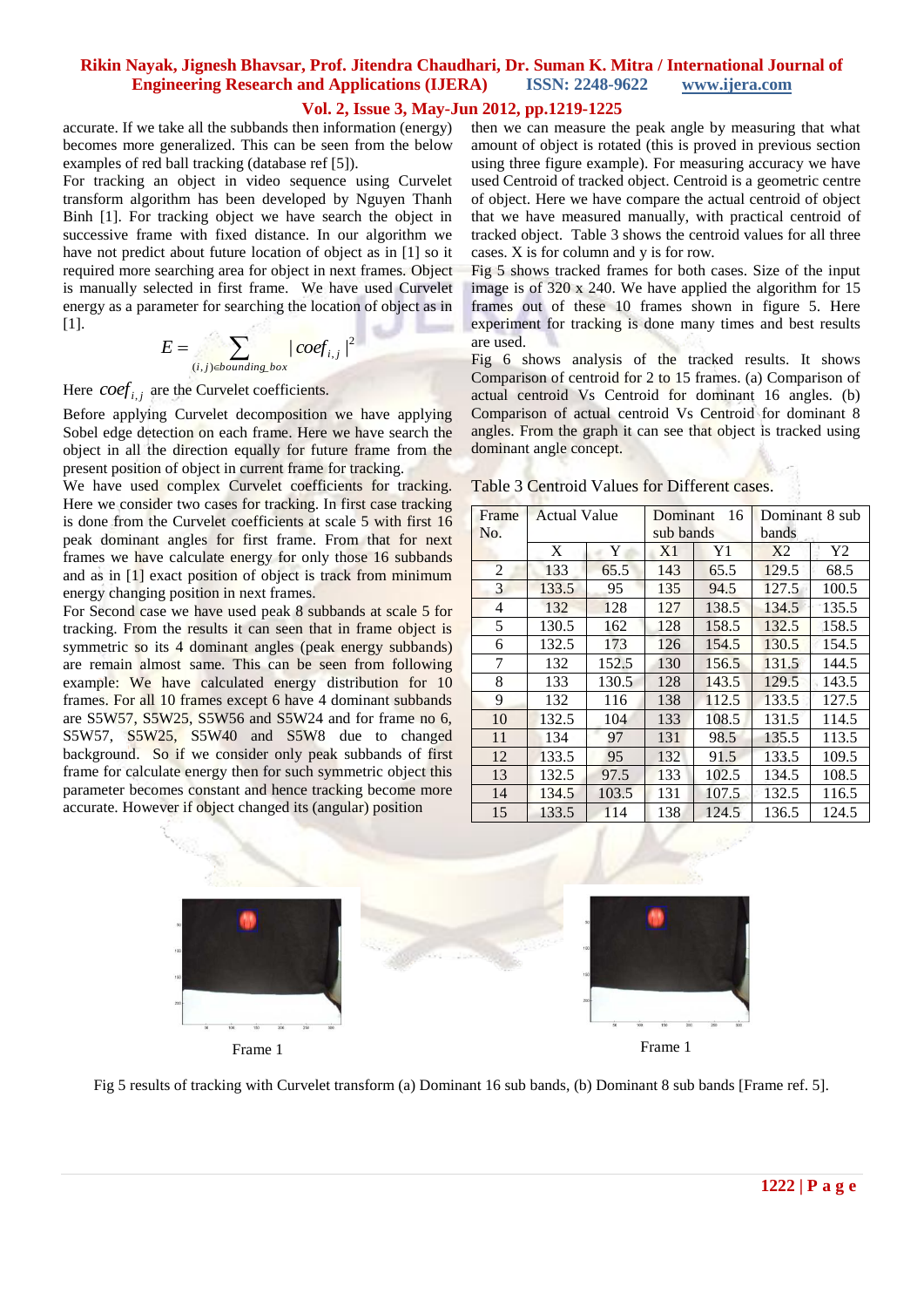accurate. If we take all the subbands then information (energy) becomes more generalized. This can be seen from the below examples of red ball tracking (database ref [5]).

For tracking an object in video sequence using Curvelet transform algorithm has been developed by Nguyen Thanh Binh [1]. For tracking object we have search the object in successive frame with fixed distance. In our algorithm we have not predict about future location of object as in [1] so it required more searching area for object in next frames. Object is manually selected in first frame. We have used Curvelet energy as a parameter for searching the location of object as in [1].

$$E = \sum_{(i,j) \in bounding\_box} |coef_{i,j}|^2$$

Here $coef_{i,j}$ are the Curvelet coefficients.

Before applying Curvelet decomposition we have applying Sobel edge detection on each frame. Here we have search the object in all the direction equally for future frame from the present position of object in current frame for tracking.

We have used complex Curvelet coefficients for tracking. Here we consider two cases for tracking. In first case tracking is done from the Curvelet coefficients at scale 5 with first 16 peak dominant angles for first frame. From that for next frames we have calculate energy for only those 16 subbands and as in [1] exact position of object is track from minimum energy changing position in next frames.

For Second case we have used peak 8 subbands at scale 5 for tracking. From the results it can seen that in frame object is symmetric so its 4 dominant angles (peak energy subbands) are remain almost same. This can be seen from following example: We have calculated energy distribution for 10 frames. For all 10 frames except 6 have 4 dominant subbands are S5W57, S5W25, S5W56 and S5W24 and for frame no 6, S5W57, S5W25, S5W40 and S5W8 due to changed background. So if we consider only peak subbands of first frame for calculate energy then for such symmetric object this parameter becomes constant and hence tracking become more accurate. However if object changed its (angular) position then we can measure the peak angle by measuring that what amount of object is rotated (this is proved in previous section using three figure example). For measuring accuracy we have used Centroid of tracked object. Centroid is a geometric centre of object. Here we have compare the actual centroid of object that we have measured manually, with practical centroid of tracked object. Table 3 shows the centroid values for all three cases. X is for column and y is for row.

Fig 5 shows tracked frames for both cases. Size of the input image is of 320 x 240. We have applied the algorithm for 15 frames out of these 10 frames shown in figure 5. Here experiment for tracking is done many times and best results are used.

Fig 6 shows analysis of the tracked results. It shows Comparison of centroid for 2 to 15 frames. (a) Comparison of actual centroid Vs Centroid for dominant 16 angles. (b) Comparison of actual centroid Vs Centroid for dominant 8 angles. From the graph it can see that object is tracked using dominant angle concept.

Table 3 Centroid Values for Different cases.

| Frame No. | Actual Value | | Dominant 16 sub bands | | Dominant 8 sub bands | |
|---|---|---|---|---|---|---|
| | X | Y | X1 | Y1 | X2 | Y2 |
| 2 | 133 | 65.5 | 143 | 65.5 | 129.5 | 68.5 |
| 3 | 133.5 | 95 | 135 | 94.5 | 127.5 | 100.5 |
| 4 | 132 | 128 | 127 | 138.5 | 134.5 | 135.5 |
| 5 | 130.5 | 162 | 128 | 158.5 | 132.5 | 158.5 |
| 6 | 132.5 | 173 | 126 | 154.5 | 130.5 | 154.5 |
| 7 | 132 | 152.5 | 130 | 156.5 | 131.5 | 144.5 |
| 8 | 133 | 130.5 | 128 | 143.5 | 129.5 | 143.5 |
| 9 | 132 | 116 | 138 | 112.5 | 133.5 | 127.5 |
| 10 | 132.5 | 104 | 133 | 108.5 | 131.5 | 114.5 |
| 11 | 134 | 97 | 131 | 98.5 | 135.5 | 113.5 |
| 12 | 133.5 | 95 | 132 | 91.5 | 133.5 | 109.5 |
| 13 | 132.5 | 97.5 | 133 | 102.5 | 134.5 | 108.5 |
| 14 | 134.5 | 103.5 | 131 | 107.5 | 132.5 | 116.5 |
| 15 | 133.5 | 114 | 138 | 124.5 | 136.5 | 124.5 |

Frame 1

Frame 1

Fig 5 results of tracking with Curvelet transform (a) Dominant 16 sub bands, (b) Dominant 8 sub bands [Frame ref. 5].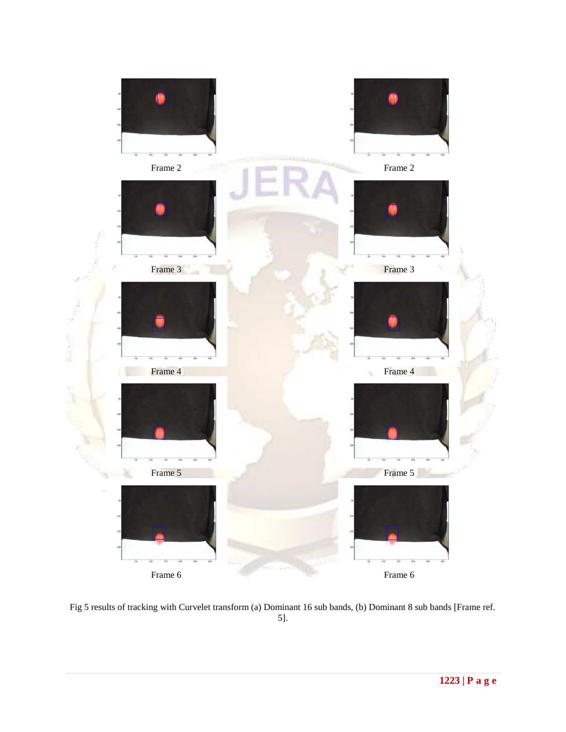Frame 2

Frame 2

Frame 3

Frame 3

Frame 4

Frame 4

Frame 5

Frame 5

Frame 6

Frame 6

Fig 5 results of tracking with Curvelet transform (a) Dominant 16 sub bands, (b) Dominant 8 sub bands [Frame ref. 5].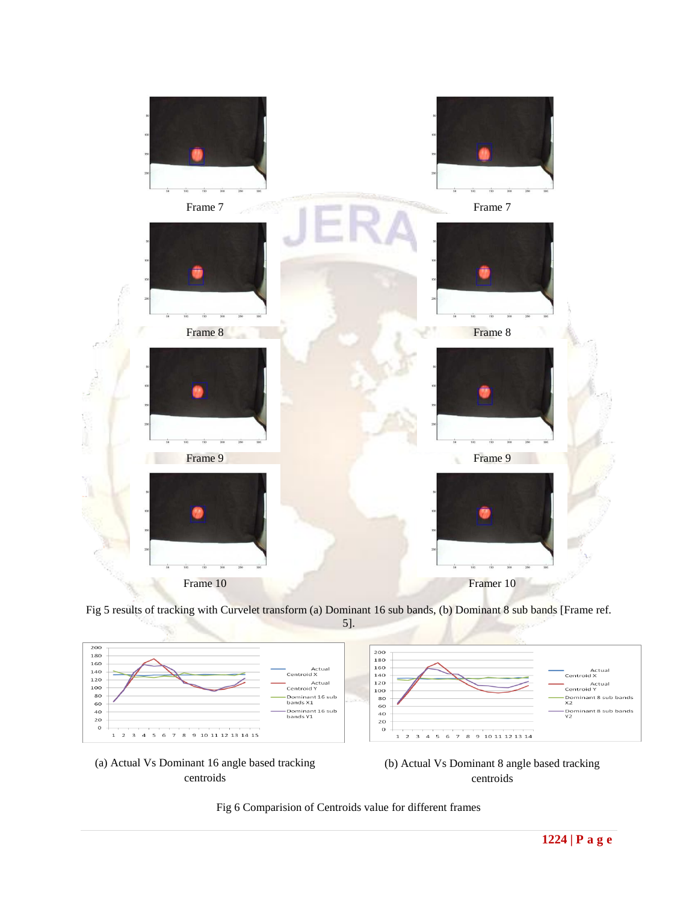Frame 7

Frame 7

Frame 8

Frame 8

Frame 9

Frame 9

Frame 10

Framer 10

Fig 5 results of tracking with Curvelet transform (a) Dominant 16 sub bands, (b) Dominant 8 sub bands [Frame ref. 5].

(a) Actual Vs Dominant 16 angle based tracking centroids

(b) Actual Vs Dominant 8 angle based tracking centroids

Fig 6 Comparision of Centroids value for different frames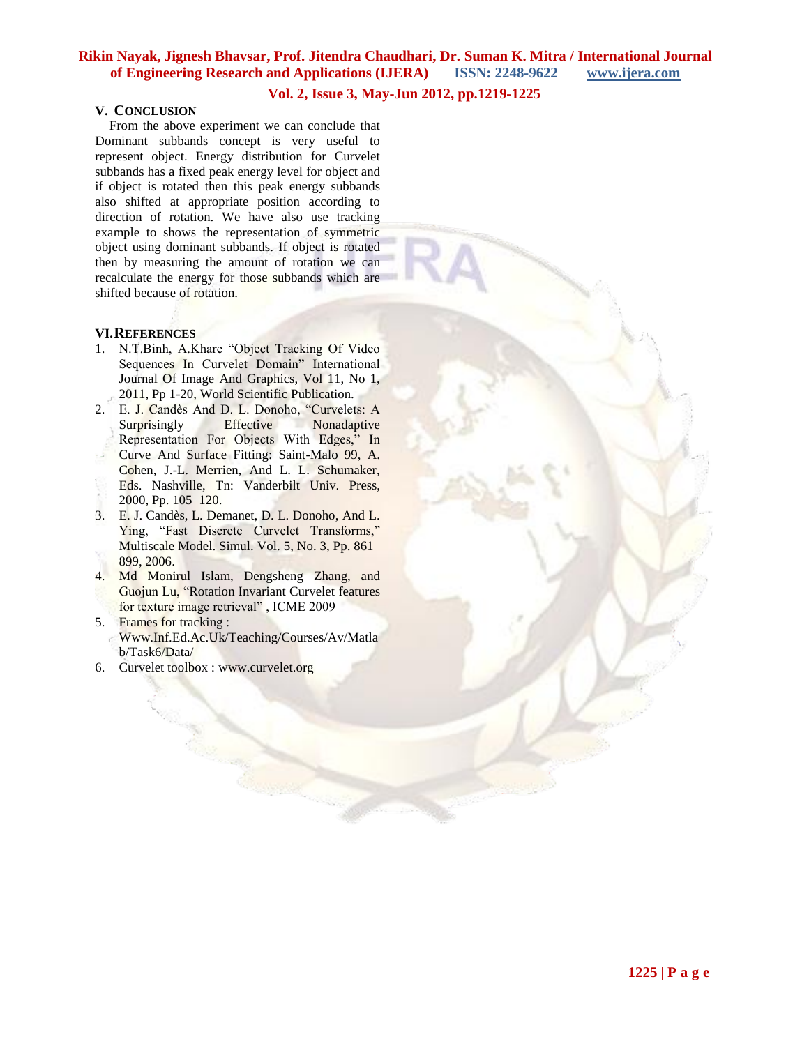## V. CONCLUSION

From the above experiment we can conclude that Dominant subbands concept is very useful to represent object. Energy distribution for Curvelet subbands has a fixed peak energy level for object and if object is rotated then this peak energy subbands also shifted at appropriate position according to direction of rotation. We have also use tracking example to shows the representation of symmetric object using dominant subbands. If object is rotated then by measuring the amount of rotation we can recalculate the energy for those subbands which are shifted because of rotation.

## VI. REFERENCES

1. N.T.Binh, A.Khare "Object Tracking Of Video Sequences In Curvelet Domain" International Journal Of Image And Graphics, Vol 11, No 1, 2011, Pp 1-20, World Scientific Publication.
2. E. J. Candès And D. L. Donoho, "Curvelets: A Surprisingly Effective Nonadaptive Representation For Objects With Edges," In Curve And Surface Fitting: Saint-Malo 99, A. Cohen, J.-L. Merrien, And L. L. Schumaker, Eds. Nashville, Tn: Vanderbilt Univ. Press, 2000, Pp. 105–120.
3. E. J. Candès, L. Demanet, D. L. Donoho, And L. Ying, "Fast Discrete Curvelet Transforms," Multiscale Model. Simul. Vol. 5, No. 3, Pp. 861–899, 2006.
4. Md Monirul Islam, Dengsheng Zhang, and Guojun Lu, "Rotation Invariant Curvelet features for texture image retrieval" , ICME 2009
5. Frames for tracking : Www.Inf.Ed.Ac.Uk/Teaching/Courses/Av/Matlab/Task6/Data/
6. Curvelet toolbox : www.curvelet.org